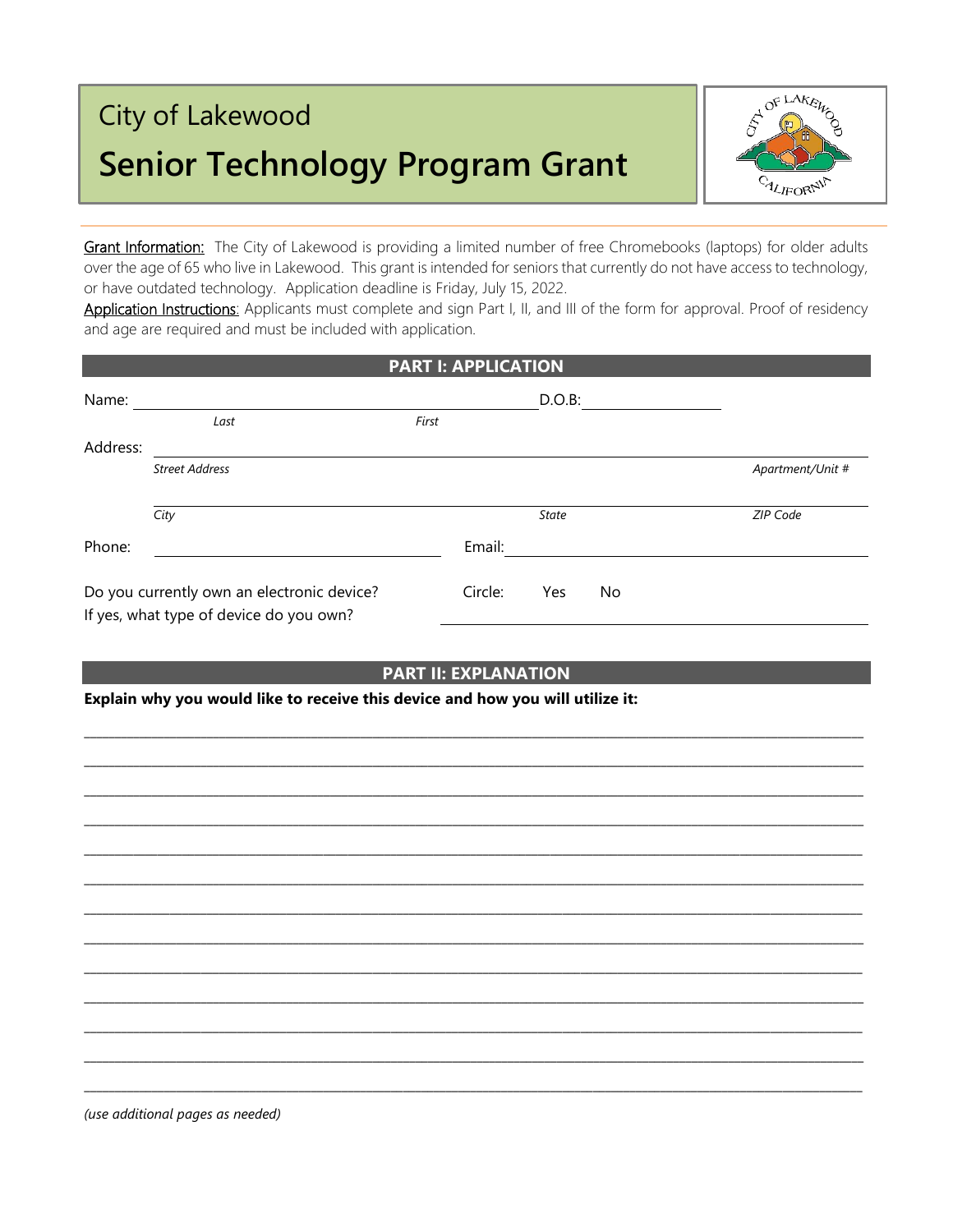City of Lakewood

# Senior Technology Program Grant

Grant Information: The City of Lakewood is providing a limited number of free Chromebooks (laptops) for older adults over the age of 65 who live in Lakewood. This grant is intended for seniors that currently do not have access to technology, or have outdated technology. Application deadline is Friday, July 15, 2022.

Application Instructions: Applicants must complete and sign Part I, II, and III of the form for approval. Proof of residency and age are required and must be included with application.

## PART I: APPLICATION

Name: ______________________________________________ D.O.B: ____________________

*Last* *First*

Address: ______________________________________________________________________________

*Street Address* *Apartment/Unit #*

______________________________________________________________________________

*City* *State* *ZIP Code*

Phone: ______________________________ Email: ______________________________________

Do you currently own an electronic device? Circle: Yes No

If yes, what type of device do you own? ______________________________________

## PART II: EXPLANATION

**Explain why you would like to receive this device and how you will utilize it:**

______________________________________________________________________________

______________________________________________________________________________

______________________________________________________________________________

______________________________________________________________________________

______________________________________________________________________________

______________________________________________________________________________

______________________________________________________________________________

______________________________________________________________________________

______________________________________________________________________________

______________________________________________________________________________

______________________________________________________________________________

______________________________________________________________________________

______________________________________________________________________________

*(use additional pages as needed)*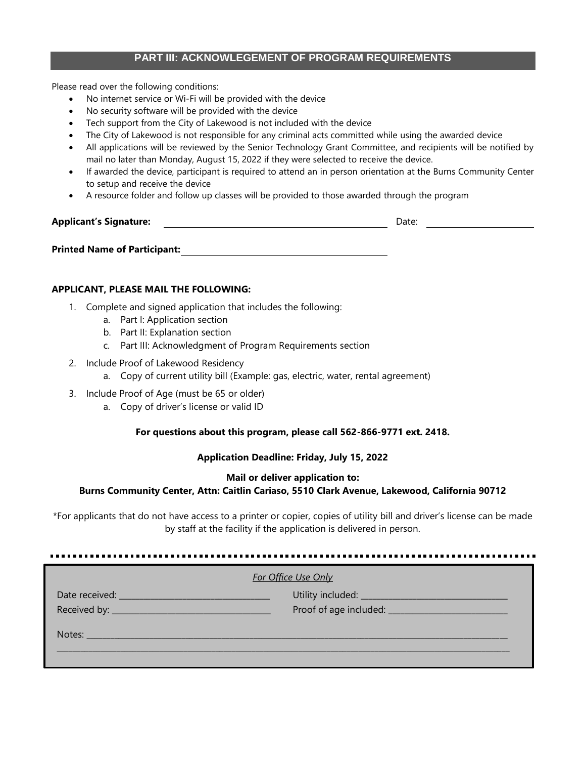## PART III: ACKNOWLEGEMENT OF PROGRAM REQUIREMENTS

Please read over the following conditions:

- No internet service or Wi-Fi will be provided with the device
- No security software will be provided with the device
- Tech support from the City of Lakewood is not included with the device
- The City of Lakewood is not responsible for any criminal acts committed while using the awarded device
- All applications will be reviewed by the Senior Technology Grant Committee, and recipients will be notified by mail no later than Monday, August 15, 2022 if they were selected to receive the device.
- If awarded the device, participant is required to attend an in person orientation at the Burns Community Center to setup and receive the device
- A resource folder and follow up classes will be provided to those awarded through the program

**Applicant's Signature:** ______________________________ Date: ________________

**Printed Name of Participant:** ______________________________

**APPLICANT, PLEASE MAIL THE FOLLOWING:**

1. Complete and signed application that includes the following:
   a. Part I: Application section
   b. Part II: Explanation section
   c. Part III: Acknowledgment of Program Requirements section
2. Include Proof of Lakewood Residency
   a. Copy of current utility bill (Example: gas, electric, water, rental agreement)
3. Include Proof of Age (must be 65 or older)
   a. Copy of driver's license or valid ID

**For questions about this program, please call 562-866-9771 ext. 2418.**

**Application Deadline: Friday, July 15, 2022**

**Mail or deliver application to:**
**Burns Community Center, Attn: Caitlin Cariaso, 5510 Clark Avenue, Lakewood, California 90712**

*For applicants that do not have access to a printer or copier, copies of utility bill and driver's license can be made by staff at the facility if the application is delivered in person.

*For Office Use Only*

Date received: ______________________ Utility included: ______________________

Received by: ______________________ Proof of age included: ______________________

Notes: ____________________________________________________________